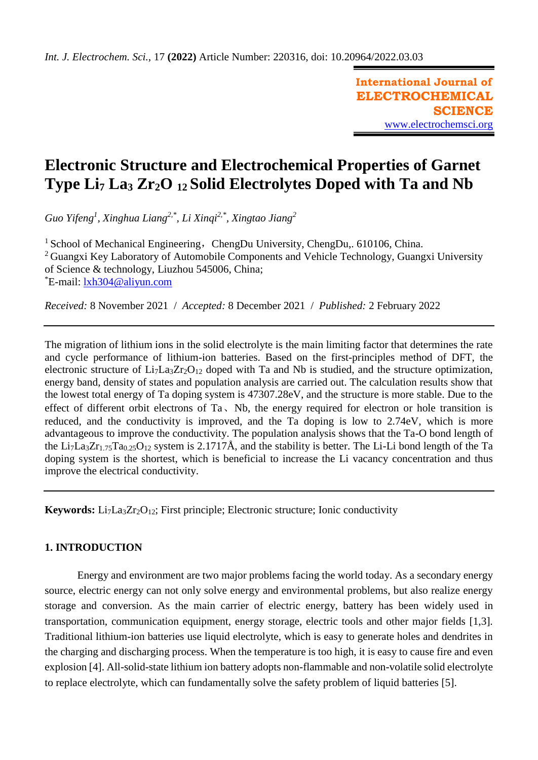# Electronic Structure and Electrochemical Properties of Garnet Type $Li_7La_3Zr_2O_{12}$ Solid Electrolytes Doped with Ta and Nb

*Guo Yifeng[1], Xinghua Liang[2,*], Li Xinqi[2,*], Xingtao Jiang[2]*

[1] School of Mechanical Engineering，ChengDu University, ChengDu,. 610106, China.
[2] Guangxi Key Laboratory of Automobile Components and Vehicle Technology, Guangxi University of Science & technology, Liuzhou 545006, China;
[*]E-mail: lxh304@aliyun.com

*Received:* 8 November 2021 / *Accepted:* 8 December 2021 / *Published:* 2 February 2022

---

The migration of lithium ions in the solid electrolyte is the main limiting factor that determines the rate and cycle performance of lithium-ion batteries. Based on the first-principles method of DFT, the electronic structure of $Li_7La_3Zr_2O_{12}$ doped with Ta and Nb is studied, and the structure optimization, energy band, density of states and population analysis are carried out. The calculation results show that the lowest total energy of Ta doping system is 47307.28eV, and the structure is more stable. Due to the effect of different orbit electrons of Ta、Nb, the energy required for electron or hole transition is reduced, and the conductivity is improved, and the Ta doping is low to 2.74eV, which is more advantageous to improve the conductivity. The population analysis shows that the Ta-O bond length of the $Li_7La_3Zr_{1.75}Ta_{0.25}O_{12}$ system is 2.1717Å, and the stability is better. The Li-Li bond length of the Ta doping system is the shortest, which is beneficial to increase the Li vacancy concentration and thus improve the electrical conductivity.

---

**Keywords:** $Li_7La_3Zr_2O_{12}$; First principle; Electronic structure; Ionic conductivity

## 1. INTRODUCTION

Energy and environment are two major problems facing the world today. As a secondary energy source, electric energy can not only solve energy and environmental problems, but also realize energy storage and conversion. As the main carrier of electric energy, battery has been widely used in transportation, communication equipment, energy storage, electric tools and other major fields [1,3]. Traditional lithium-ion batteries use liquid electrolyte, which is easy to generate holes and dendrites in the charging and discharging process. When the temperature is too high, it is easy to cause fire and even explosion [4]. All-solid-state lithium ion battery adopts non-flammable and non-volatile solid electrolyte to replace electrolyte, which can fundamentally solve the safety problem of liquid batteries [5].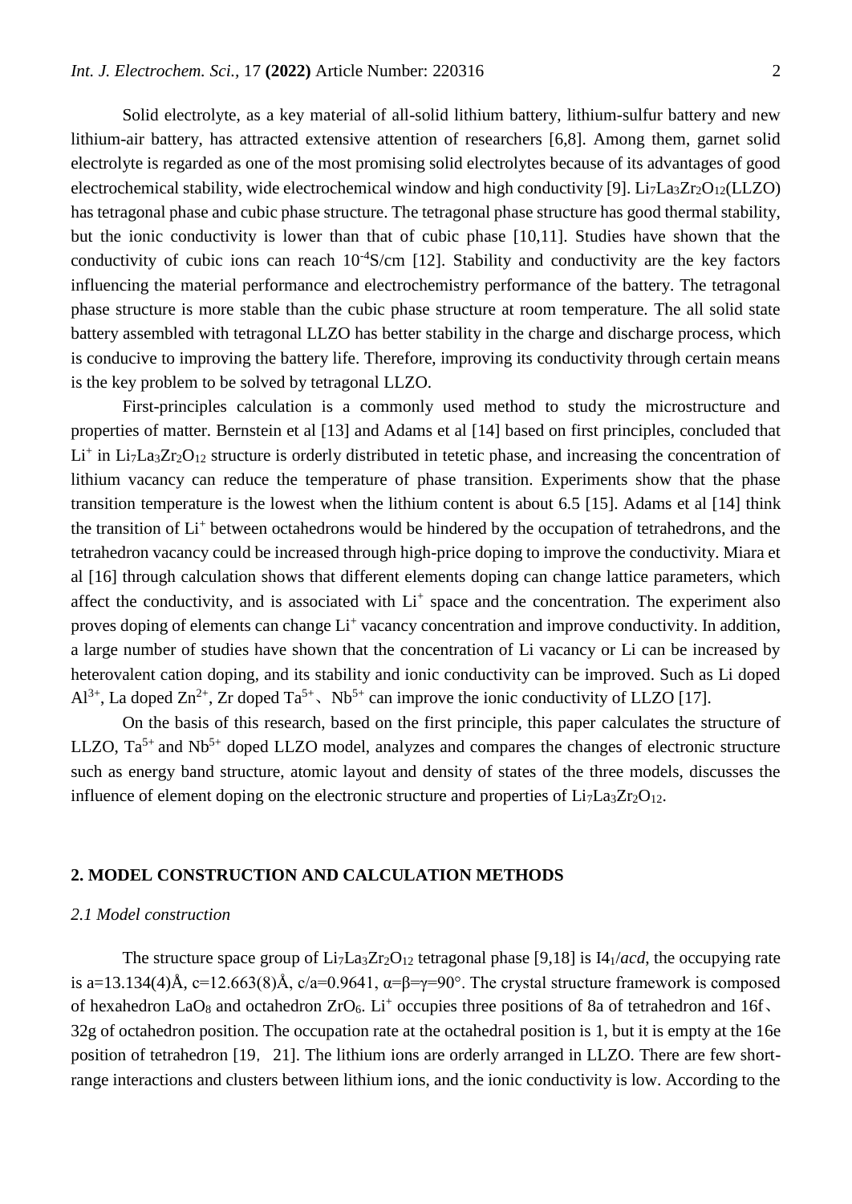Solid electrolyte, as a key material of all-solid lithium battery, lithium-sulfur battery and new lithium-air battery, has attracted extensive attention of researchers [6,8]. Among them, garnet solid electrolyte is regarded as one of the most promising solid electrolytes because of its advantages of good electrochemical stability, wide electrochemical window and high conductivity [9]. $Li_7La_3Zr_2O_{12}$(LLZO) has tetragonal phase and cubic phase structure. The tetragonal phase structure has good thermal stability, but the ionic conductivity is lower than that of cubic phase [10,11]. Studies have shown that the conductivity of cubic ions can reach $10^{-4}$S/cm [12]. Stability and conductivity are the key factors influencing the material performance and electrochemistry performance of the battery. The tetragonal phase structure is more stable than the cubic phase structure at room temperature. The all solid state battery assembled with tetragonal LLZO has better stability in the charge and discharge process, which is conducive to improving the battery life. Therefore, improving its conductivity through certain means is the key problem to be solved by tetragonal LLZO.

First-principles calculation is a commonly used method to study the microstructure and properties of matter. Bernstein et al [13] and Adams et al [14] based on first principles, concluded that $Li^+$ in $Li_7La_3Zr_2O_{12}$ structure is orderly distributed in tetetic phase, and increasing the concentration of lithium vacancy can reduce the temperature of phase transition. Experiments show that the phase transition temperature is the lowest when the lithium content is about 6.5 [15]. Adams et al [14] think the transition of $Li^+$ between octahedrons would be hindered by the occupation of tetrahedrons, and the tetrahedron vacancy could be increased through high-price doping to improve the conductivity. Miara et al [16] through calculation shows that different elements doping can change lattice parameters, which affect the conductivity, and is associated with $Li^+$ space and the concentration. The experiment also proves doping of elements can change $Li^+$ vacancy concentration and improve conductivity. In addition, a large number of studies have shown that the concentration of Li vacancy or Li can be increased by heterovalent cation doping, and its stability and ionic conductivity can be improved. Such as Li doped $Al^{3+}$, La doped $Zn^{2+}$, Zr doped $Ta^{5+}$、$Nb^{5+}$ can improve the ionic conductivity of LLZO [17].

On the basis of this research, based on the first principle, this paper calculates the structure of LLZO, $Ta^{5+}$ and $Nb^{5+}$ doped LLZO model, analyzes and compares the changes of electronic structure such as energy band structure, atomic layout and density of states of the three models, discusses the influence of element doping on the electronic structure and properties of $Li_7La_3Zr_2O_{12}$.

## 2. MODEL CONSTRUCTION AND CALCULATION METHODS

### *2.1 Model construction*

The structure space group of $Li_7La_3Zr_2O_{12}$ tetragonal phase [9,18] is $I4_1/acd$, the occupying rate is a=13.134(4)Å, c=12.663(8)Å, c/a=0.9641, α=β=γ=90°. The crystal structure framework is composed of hexahedron $LaO_8$ and octahedron $ZrO_6$. $Li^+$ occupies three positions of 8a of tetrahedron and 16f、32g of octahedron position. The occupation rate at the octahedral position is 1, but it is empty at the 16e position of tetrahedron [19，21]. The lithium ions are orderly arranged in LLZO. There are few short-range interactions and clusters between lithium ions, and the ionic conductivity is low. According to the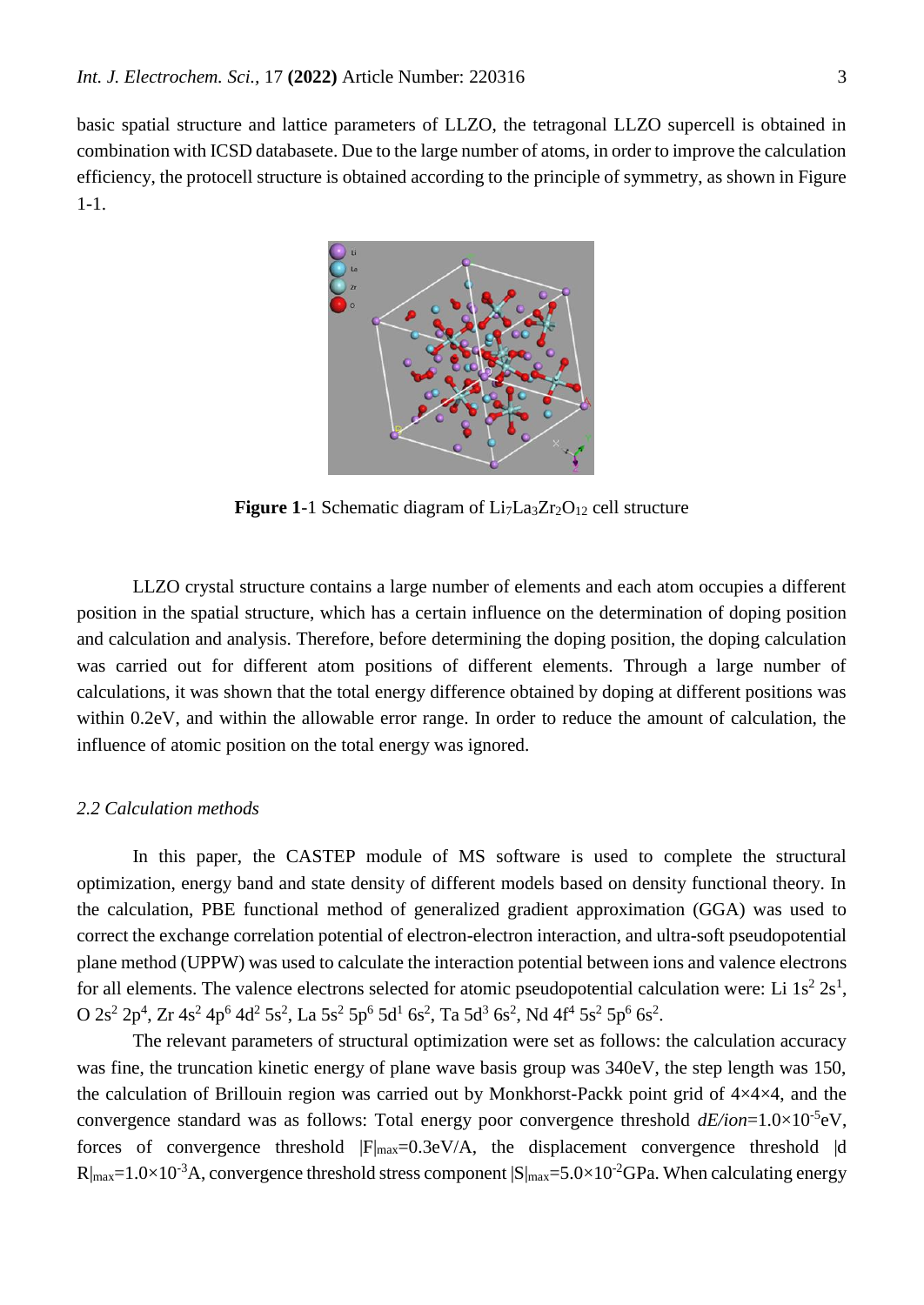basic spatial structure and lattice parameters of LLZO, the tetragonal LLZO supercell is obtained in combination with ICSD databasete. Due to the large number of atoms, in order to improve the calculation efficiency, the protocell structure is obtained according to the principle of symmetry, as shown in Figure 1-1.

**Figure 1**-1 Schematic diagram of $Li_7La_3Zr_2O_{12}$ cell structure

LLZO crystal structure contains a large number of elements and each atom occupies a different position in the spatial structure, which has a certain influence on the determination of doping position and calculation and analysis. Therefore, before determining the doping position, the doping calculation was carried out for different atom positions of different elements. Through a large number of calculations, it was shown that the total energy difference obtained by doping at different positions was within 0.2eV, and within the allowable error range. In order to reduce the amount of calculation, the influence of atomic position on the total energy was ignored.

### *2.2 Calculation methods*

In this paper, the CASTEP module of MS software is used to complete the structural optimization, energy band and state density of different models based on density functional theory. In the calculation, PBE functional method of generalized gradient approximation (GGA) was used to correct the exchange correlation potential of electron-electron interaction, and ultra-soft pseudopotential plane method (UPPW) was used to calculate the interaction potential between ions and valence electrons for all elements. The valence electrons selected for atomic pseudopotential calculation were: Li $1s^2\ 2s^1$, O $2s^2\ 2p^4$, Zr $4s^2\ 4p^6\ 4d^2\ 5s^2$, La $5s^2\ 5p^6\ 5d^1\ 6s^2$, Ta $5d^3\ 6s^2$, Nd $4f^4\ 5s^2\ 5p^6\ 6s^2$.

The relevant parameters of structural optimization were set as follows: the calculation accuracy was fine, the truncation kinetic energy of plane wave basis group was 340eV, the step length was 150, the calculation of Brillouin region was carried out by Monkhorst-Packk point grid of 4×4×4, and the convergence standard was as follows: Total energy poor convergence threshold *dE/ion*=$1.0\times10^{-5}$eV, forces of convergence threshold $|F|_{max}$=0.3eV/A, the displacement convergence threshold $|dR|_{max}$=$1.0\times10^{-3}$A, convergence threshold stress component $|S|_{max}$=$5.0\times10^{-2}$GPa. When calculating energy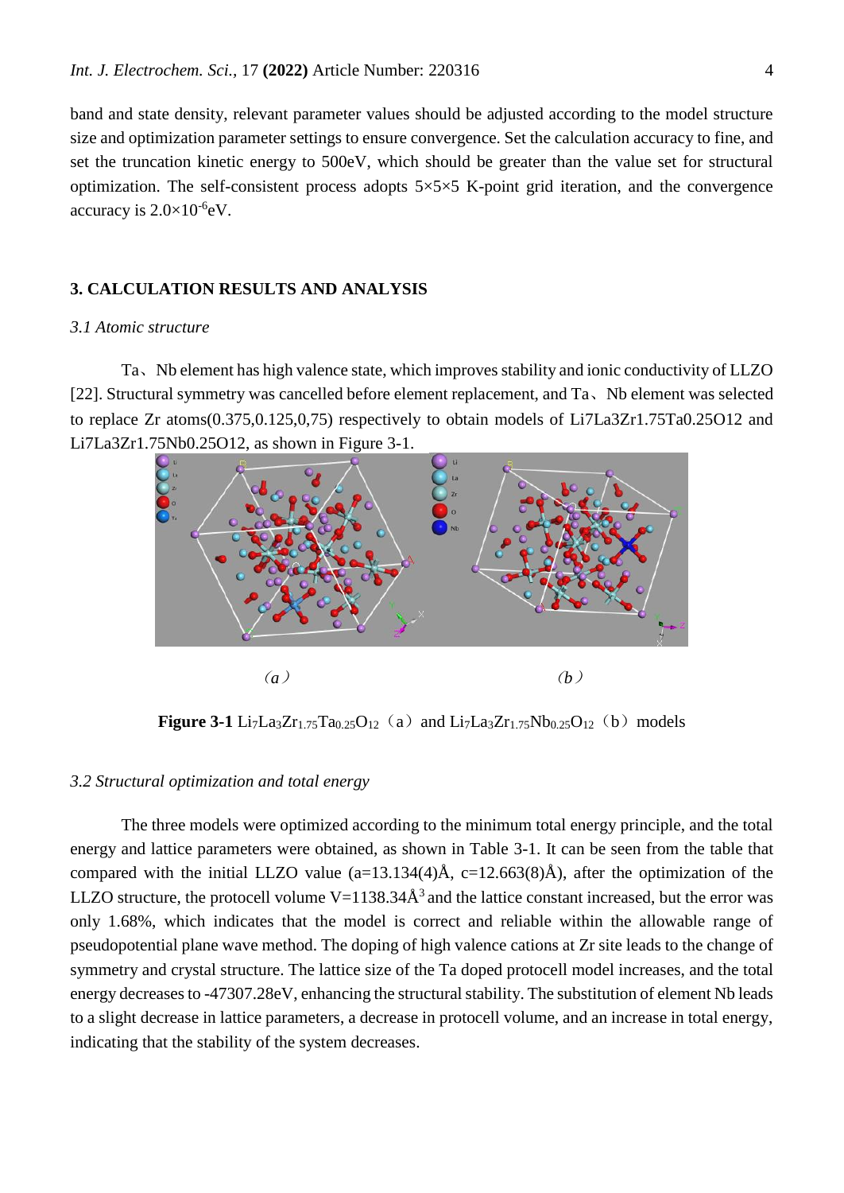band and state density, relevant parameter values should be adjusted according to the model structure size and optimization parameter settings to ensure convergence. Set the calculation accuracy to fine, and set the truncation kinetic energy to 500eV, which should be greater than the value set for structural optimization. The self-consistent process adopts 5×5×5 K-point grid iteration, and the convergence accuracy is $2.0\times10^{-6}$eV.

## 3. CALCULATION RESULTS AND ANALYSIS

### *3.1 Atomic structure*

Ta、Nb element has high valence state, which improves stability and ionic conductivity of LLZO [22]. Structural symmetry was cancelled before element replacement, and Ta、Nb element was selected to replace Zr atoms(0.375,0.125,0,75) respectively to obtain models of Li7La3Zr1.75Ta0.25O12 and Li7La3Zr1.75Nb0.25O12, as shown in Figure 3-1.

（*a*）　　　　　　　　　　（*b*）

**Figure 3-1** $Li_7La_3Zr_{1.75}Ta_{0.25}O_{12}$（a） and $Li_7La_3Zr_{1.75}Nb_{0.25}O_{12}$（b） models

### *3.2 Structural optimization and total energy*

The three models were optimized according to the minimum total energy principle, and the total energy and lattice parameters were obtained, as shown in Table 3-1. It can be seen from the table that compared with the initial LLZO value (a=13.134(4)Å, c=12.663(8)Å), after the optimization of the LLZO structure, the protocell volume V=1138.34Å$^3$ and the lattice constant increased, but the error was only 1.68%, which indicates that the model is correct and reliable within the allowable range of pseudopotential plane wave method. The doping of high valence cations at Zr site leads to the change of symmetry and crystal structure. The lattice size of the Ta doped protocell model increases, and the total energy decreases to -47307.28eV, enhancing the structural stability. The substitution of element Nb leads to a slight decrease in lattice parameters, a decrease in protocell volume, and an increase in total energy, indicating that the stability of the system decreases.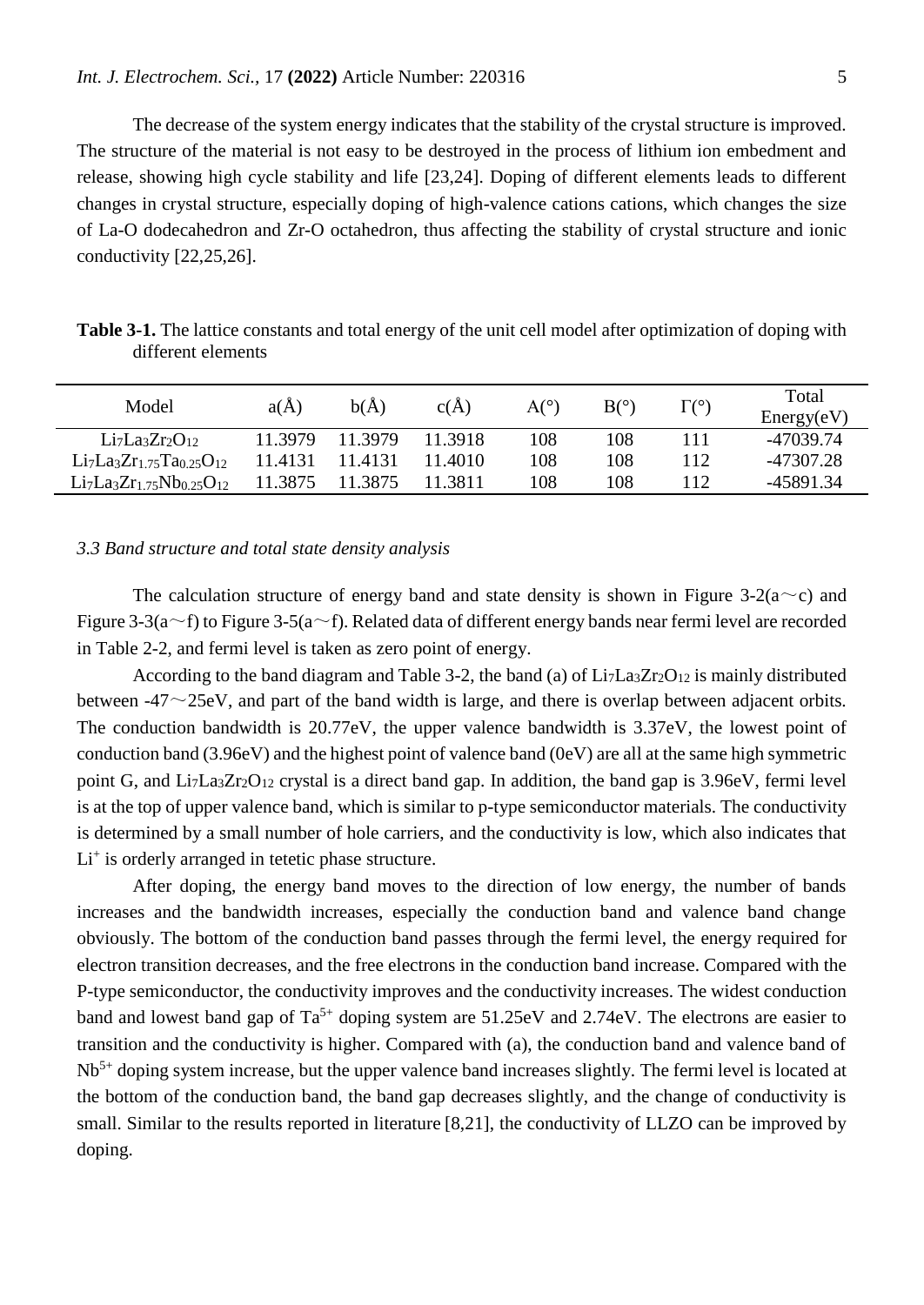The decrease of the system energy indicates that the stability of the crystal structure is improved. The structure of the material is not easy to be destroyed in the process of lithium ion embedment and release, showing high cycle stability and life [23,24]. Doping of different elements leads to different changes in crystal structure, especially doping of high-valence cations cations, which changes the size of La-O dodecahedron and Zr-O octahedron, thus affecting the stability of crystal structure and ionic conductivity [22,25,26].

**Table 3-1.** The lattice constants and total energy of the unit cell model after optimization of doping with different elements

| Model | a(Å) | b(Å) | c(Å) | A(°) | B(°) | Γ(°) | Total Energy(eV) |
|---|---|---|---|---|---|---|---|
| $Li_7La_3Zr_2O_{12}$ | 11.3979 | 11.3979 | 11.3918 | 108 | 108 | 111 | -47039.74 |
| $Li_7La_3Zr_{1.75}Ta_{0.25}O_{12}$ | 11.4131 | 11.4131 | 11.4010 | 108 | 108 | 112 | -47307.28 |
| $Li_7La_3Zr_{1.75}Nb_{0.25}O_{12}$ | 11.3875 | 11.3875 | 11.3811 | 108 | 108 | 112 | -45891.34 |

### *3.3 Band structure and total state density analysis*

The calculation structure of energy band and state density is shown in Figure 3-2(a～c) and Figure 3-3(a～f) to Figure 3-5(a～f). Related data of different energy bands near fermi level are recorded in Table 2-2, and fermi level is taken as zero point of energy.

According to the band diagram and Table 3-2, the band (a) of $Li_7La_3Zr_2O_{12}$ is mainly distributed between -47～25eV, and part of the band width is large, and there is overlap between adjacent orbits. The conduction bandwidth is 20.77eV, the upper valence bandwidth is 3.37eV, the lowest point of conduction band (3.96eV) and the highest point of valence band (0eV) are all at the same high symmetric point G, and $Li_7La_3Zr_2O_{12}$ crystal is a direct band gap. In addition, the band gap is 3.96eV, fermi level is at the top of upper valence band, which is similar to p-type semiconductor materials. The conductivity is determined by a small number of hole carriers, and the conductivity is low, which also indicates that $Li^+$ is orderly arranged in tetetic phase structure.

After doping, the energy band moves to the direction of low energy, the number of bands increases and the bandwidth increases, especially the conduction band and valence band change obviously. The bottom of the conduction band passes through the fermi level, the energy required for electron transition decreases, and the free electrons in the conduction band increase. Compared with the P-type semiconductor, the conductivity improves and the conductivity increases. The widest conduction band and lowest band gap of $Ta^{5+}$ doping system are 51.25eV and 2.74eV. The electrons are easier to transition and the conductivity is higher. Compared with (a), the conduction band and valence band of $Nb^{5+}$ doping system increase, but the upper valence band increases slightly. The fermi level is located at the bottom of the conduction band, the band gap decreases slightly, and the change of conductivity is small. Similar to the results reported in literature [8,21], the conductivity of LLZO can be improved by doping.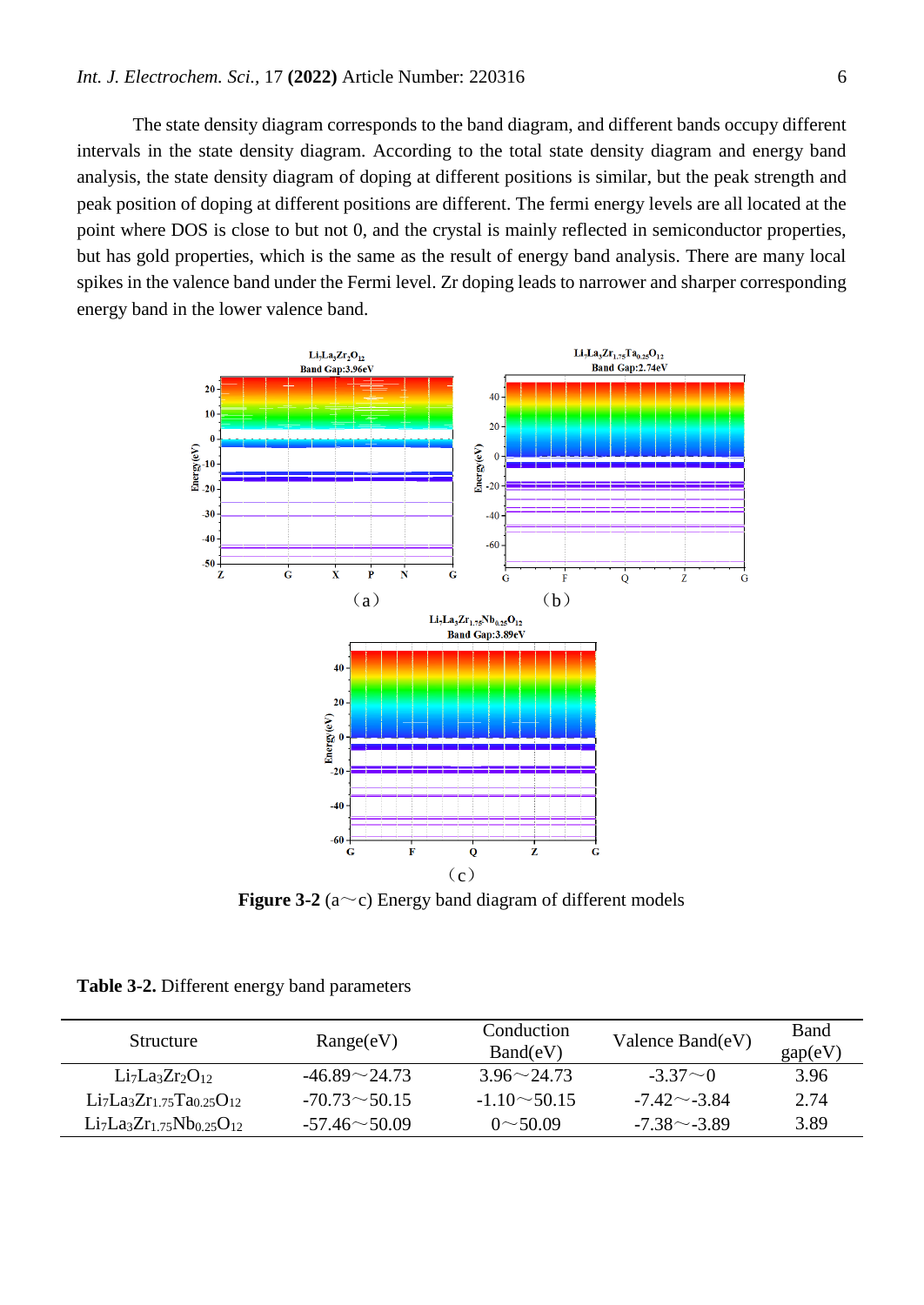The state density diagram corresponds to the band diagram, and different bands occupy different intervals in the state density diagram. According to the total state density diagram and energy band analysis, the state density diagram of doping at different positions is similar, but the peak strength and peak position of doping at different positions are different. The fermi energy levels are all located at the point where DOS is close to but not 0, and the crystal is mainly reflected in semiconductor properties, but has gold properties, which is the same as the result of energy band analysis. There are many local spikes in the valence band under the Fermi level. Zr doping leads to narrower and sharper corresponding energy band in the lower valence band.

**Figure 3-2** (a～c) Energy band diagram of different models

**Table 3-2.** Different energy band parameters

| Structure | Range(eV) | Conduction Band(eV) | Valence Band(eV) | Band gap(eV) |
|---|---|---|---|---|
| $Li_7La_3Zr_2O_{12}$ | -46.89～24.73 | 3.96～24.73 | -3.37～0 | 3.96 |
| $Li_7La_3Zr_{1.75}Ta_{0.25}O_{12}$ | -70.73～50.15 | -1.10～50.15 | -7.42～-3.84 | 2.74 |
| $Li_7La_3Zr_{1.75}Nb_{0.25}O_{12}$ | -57.46～50.09 | 0～50.09 | -7.38～-3.89 | 3.89 |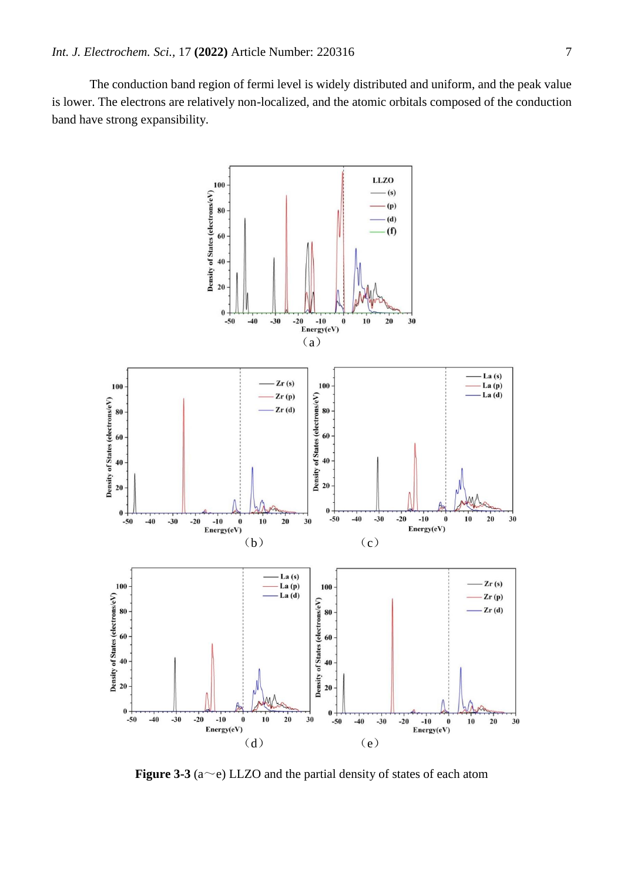The conduction band region of fermi level is widely distributed and uniform, and the peak value is lower. The electrons are relatively non-localized, and the atomic orbitals composed of the conduction band have strong expansibility.

**Figure 3-3** (a～e) LLZO and the partial density of states of each atom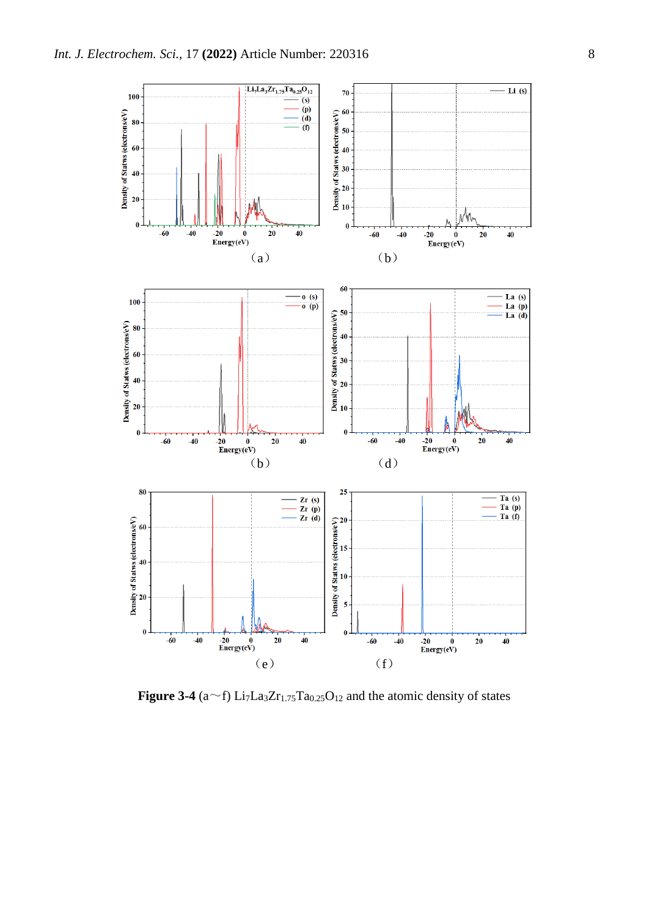**Figure 3-4** (a～f) $Li_7La_3Zr_{1.75}Ta_{0.25}O_{12}$ and the atomic density of states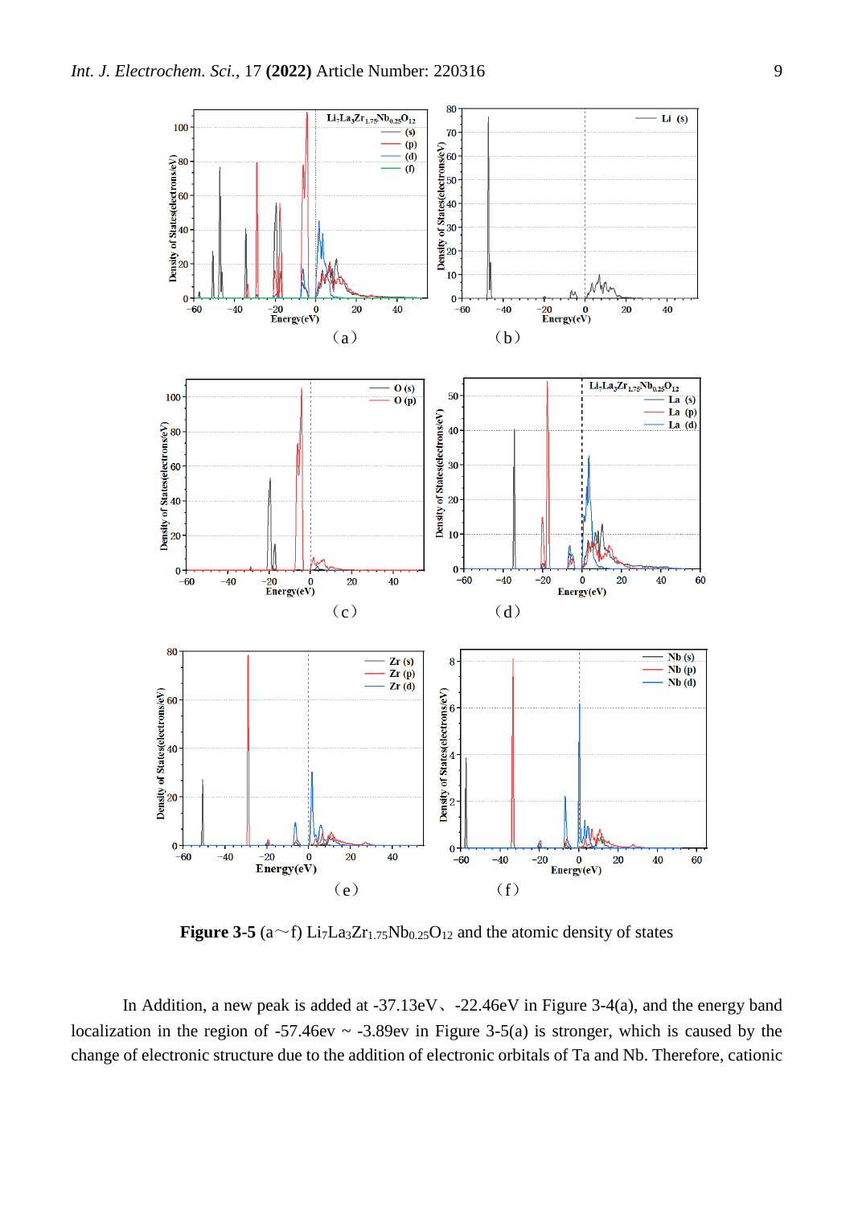**Figure 3-5** (a～f) $Li_7La_3Zr_{1.75}Nb_{0.25}O_{12}$ and the atomic density of states

In Addition, a new peak is added at -37.13eV、-22.46eV in Figure 3-4(a), and the energy band localization in the region of -57.46ev ~ -3.89ev in Figure 3-5(a) is stronger, which is caused by the change of electronic structure due to the addition of electronic orbitals of Ta and Nb. Therefore, cationic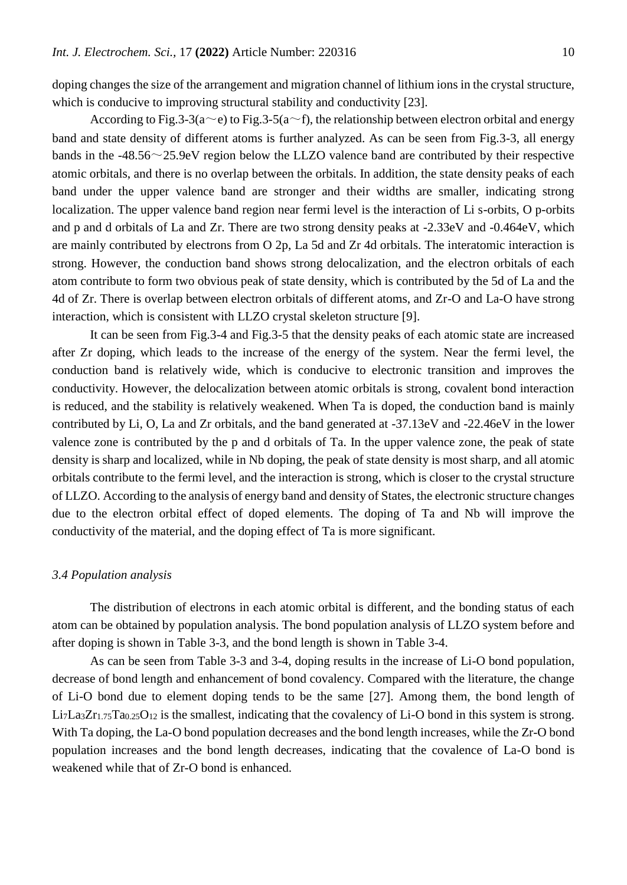doping changes the size of the arrangement and migration channel of lithium ions in the crystal structure, which is conducive to improving structural stability and conductivity [23].

According to Fig.3-3(a～e) to Fig.3-5(a～f), the relationship between electron orbital and energy band and state density of different atoms is further analyzed. As can be seen from Fig.3-3, all energy bands in the -48.56～25.9eV region below the LLZO valence band are contributed by their respective atomic orbitals, and there is no overlap between the orbitals. In addition, the state density peaks of each band under the upper valence band are stronger and their widths are smaller, indicating strong localization. The upper valence band region near fermi level is the interaction of Li s-orbits, O p-orbits and p and d orbitals of La and Zr. There are two strong density peaks at -2.33eV and -0.464eV, which are mainly contributed by electrons from O 2p, La 5d and Zr 4d orbitals. The interatomic interaction is strong. However, the conduction band shows strong delocalization, and the electron orbitals of each atom contribute to form two obvious peak of state density, which is contributed by the 5d of La and the 4d of Zr. There is overlap between electron orbitals of different atoms, and Zr-O and La-O have strong interaction, which is consistent with LLZO crystal skeleton structure [9].

It can be seen from Fig.3-4 and Fig.3-5 that the density peaks of each atomic state are increased after Zr doping, which leads to the increase of the energy of the system. Near the fermi level, the conduction band is relatively wide, which is conducive to electronic transition and improves the conductivity. However, the delocalization between atomic orbitals is strong, covalent bond interaction is reduced, and the stability is relatively weakened. When Ta is doped, the conduction band is mainly contributed by Li, O, La and Zr orbitals, and the band generated at -37.13eV and -22.46eV in the lower valence zone is contributed by the p and d orbitals of Ta. In the upper valence zone, the peak of state density is sharp and localized, while in Nb doping, the peak of state density is most sharp, and all atomic orbitals contribute to the fermi level, and the interaction is strong, which is closer to the crystal structure of LLZO. According to the analysis of energy band and density of States, the electronic structure changes due to the electron orbital effect of doped elements. The doping of Ta and Nb will improve the conductivity of the material, and the doping effect of Ta is more significant.

### *3.4 Population analysis*

The distribution of electrons in each atomic orbital is different, and the bonding status of each atom can be obtained by population analysis. The bond population analysis of LLZO system before and after doping is shown in Table 3-3, and the bond length is shown in Table 3-4.

As can be seen from Table 3-3 and 3-4, doping results in the increase of Li-O bond population, decrease of bond length and enhancement of bond covalency. Compared with the literature, the change of Li-O bond due to element doping tends to be the same [27]. Among them, the bond length of $Li_7La_3Zr_{1.75}Ta_{0.25}O_{12}$ is the smallest, indicating that the covalency of Li-O bond in this system is strong. With Ta doping, the La-O bond population decreases and the bond length increases, while the Zr-O bond population increases and the bond length decreases, indicating that the covalence of La-O bond is weakened while that of Zr-O bond is enhanced.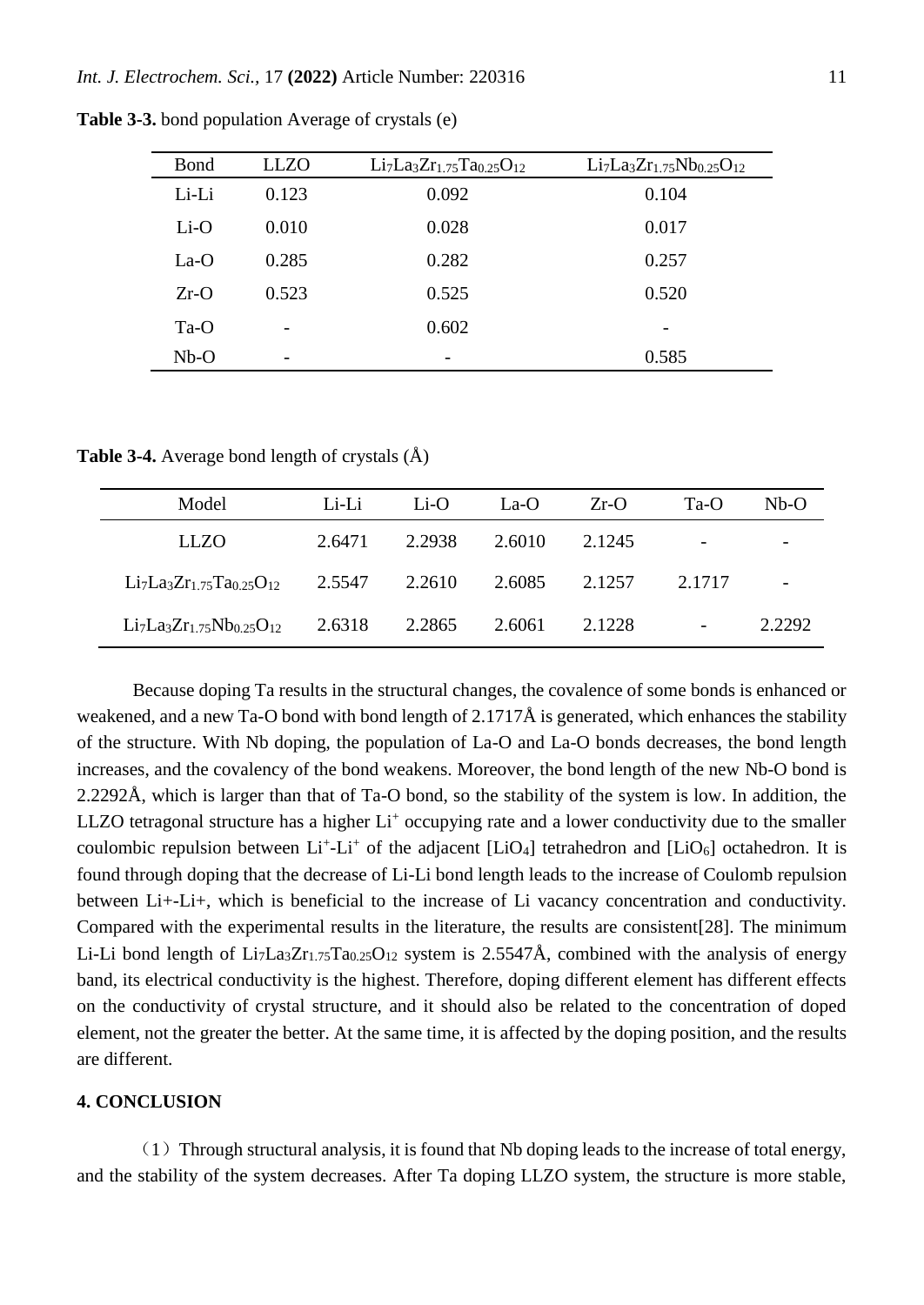**Table 3-3.** bond population Average of crystals (e)

| Bond | LLZO | $Li_7La_3Zr_{1.75}Ta_{0.25}O_{12}$ | $Li_7La_3Zr_{1.75}Nb_{0.25}O_{12}$ |
|---|---|---|---|
| Li-Li | 0.123 | 0.092 | 0.104 |
| Li-O | 0.010 | 0.028 | 0.017 |
| La-O | 0.285 | 0.282 | 0.257 |
| Zr-O | 0.523 | 0.525 | 0.520 |
| Ta-O | - | 0.602 | - |
| Nb-O | - | - | 0.585 |

**Table 3-4.** Average bond length of crystals (Å)

| Model | Li-Li | Li-O | La-O | Zr-O | Ta-O | Nb-O |
|---|---|---|---|---|---|---|
| LLZO | 2.6471 | 2.2938 | 2.6010 | 2.1245 | - | - |
| $Li_7La_3Zr_{1.75}Ta_{0.25}O_{12}$ | 2.5547 | 2.2610 | 2.6085 | 2.1257 | 2.1717 | - |
| $Li_7La_3Zr_{1.75}Nb_{0.25}O_{12}$ | 2.6318 | 2.2865 | 2.6061 | 2.1228 | - | 2.2292 |

Because doping Ta results in the structural changes, the covalence of some bonds is enhanced or weakened, and a new Ta-O bond with bond length of 2.1717Å is generated, which enhances the stability of the structure. With Nb doping, the population of La-O and La-O bonds decreases, the bond length increases, and the covalency of the bond weakens. Moreover, the bond length of the new Nb-O bond is 2.2292Å, which is larger than that of Ta-O bond, so the stability of the system is low. In addition, the LLZO tetragonal structure has a higher $Li^+$ occupying rate and a lower conductivity due to the smaller coulombic repulsion between $Li^+$-$Li^+$ of the adjacent [$LiO_4$] tetrahedron and [$LiO_6$] octahedron. It is found through doping that the decrease of Li-Li bond length leads to the increase of Coulomb repulsion between Li+-Li+, which is beneficial to the increase of Li vacancy concentration and conductivity. Compared with the experimental results in the literature, the results are consistent[28]. The minimum Li-Li bond length of $Li_7La_3Zr_{1.75}Ta_{0.25}O_{12}$ system is 2.5547Å, combined with the analysis of energy band, its electrical conductivity is the highest. Therefore, doping different element has different effects on the conductivity of crystal structure, and it should also be related to the concentration of doped element, not the greater the better. At the same time, it is affected by the doping position, and the results are different.

## 4. CONCLUSION

（1）Through structural analysis, it is found that Nb doping leads to the increase of total energy, and the stability of the system decreases. After Ta doping LLZO system, the structure is more stable,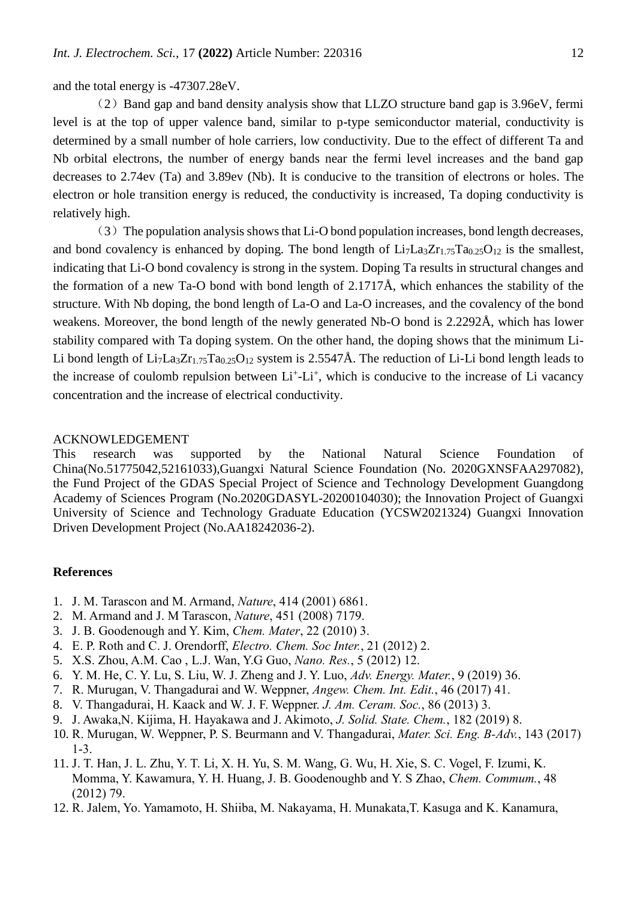and the total energy is -47307.28eV.

（2）Band gap and band density analysis show that LLZO structure band gap is 3.96eV, fermi level is at the top of upper valence band, similar to p-type semiconductor material, conductivity is determined by a small number of hole carriers, low conductivity. Due to the effect of different Ta and Nb orbital electrons, the number of energy bands near the fermi level increases and the band gap decreases to 2.74ev (Ta) and 3.89ev (Nb). It is conducive to the transition of electrons or holes. The electron or hole transition energy is reduced, the conductivity is increased, Ta doping conductivity is relatively high.

（3）The population analysis shows that Li-O bond population increases, bond length decreases, and bond covalency is enhanced by doping. The bond length of $Li_7La_3Zr_{1.75}Ta_{0.25}O_{12}$ is the smallest, indicating that Li-O bond covalency is strong in the system. Doping Ta results in structural changes and the formation of a new Ta-O bond with bond length of 2.1717Å, which enhances the stability of the structure. With Nb doping, the bond length of La-O and La-O increases, and the covalency of the bond weakens. Moreover, the bond length of the newly generated Nb-O bond is 2.2292Å, which has lower stability compared with Ta doping system. On the other hand, the doping shows that the minimum Li-Li bond length of $Li_7La_3Zr_{1.75}Ta_{0.25}O_{12}$ system is 2.5547Å. The reduction of Li-Li bond length leads to the increase of coulomb repulsion between $Li^+$-$Li^+$, which is conducive to the increase of Li vacancy concentration and the increase of electrical conductivity.

ACKNOWLEDGEMENT

This research was supported by the National Natural Science Foundation of China(No.51775042,52161033),Guangxi Natural Science Foundation (No. 2020GXNSFAA297082), the Fund Project of the GDAS Special Project of Science and Technology Development Guangdong Academy of Sciences Program (No.2020GDASYL-20200104030); the Innovation Project of Guangxi University of Science and Technology Graduate Education (YCSW2021324) Guangxi Innovation Driven Development Project (No.AA18242036-2).

## References

1. J. M. Tarascon and M. Armand, *Nature*, 414 (2001) 6861.
2. M. Armand and J. M Tarascon, *Nature*, 451 (2008) 7179.
3. J. B. Goodenough and Y. Kim, *Chem. Mater*, 22 (2010) 3.
4. E. P. Roth and C. J. Orendorff, *Electro. Chem. Soc Inter.*, 21 (2012) 2.
5. X.S. Zhou, A.M. Cao , L.J. Wan, Y.G Guo, *Nano. Res.*, 5 (2012) 12.
6. Y. M. He, C. Y. Lu, S. Liu, W. J. Zheng and J. Y. Luo, *Adv. Energy. Mater.*, 9 (2019) 36.
7. R. Murugan, V. Thangadurai and W. Weppner, *Angew. Chem. Int. Edit.*, 46 (2017) 41.
8. V. Thangadurai, H. Kaack and W. J. F. Weppner. *J. Am. Ceram. Soc.*, 86 (2013) 3.
9. J. Awaka,N. Kijima, H. Hayakawa and J. Akimoto, *J. Solid. State. Chem.*, 182 (2019) 8.
10. R. Murugan, W. Weppner, P. S. Beurmann and V. Thangadurai, *Mater. Sci. Eng. B-Adv.*, 143 (2017) 1-3.
11. J. T. Han, J. L. Zhu, Y. T. Li, X. H. Yu, S. M. Wang, G. Wu, H. Xie, S. C. Vogel, F. Izumi, K. Momma, Y. Kawamura, Y. H. Huang, J. B. Goodenoughb and Y. S Zhao, *Chem. Commum.*, 48 (2012) 79.
12. R. Jalem, Yo. Yamamoto, H. Shiiba, M. Nakayama, H. Munakata,T. Kasuga and K. Kanamura,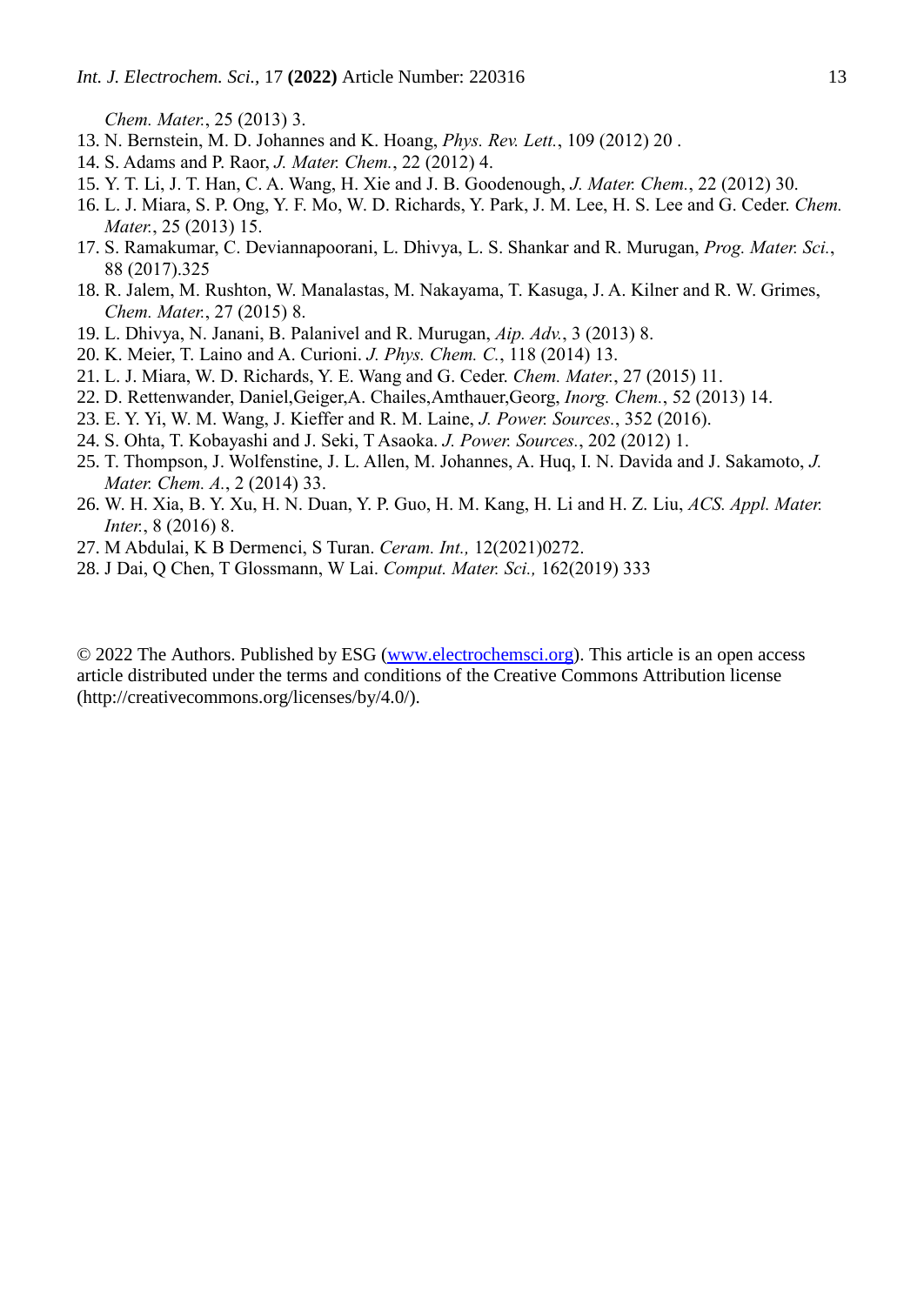*Chem. Mater.*, 25 (2013) 3.

13. N. Bernstein, M. D. Johannes and K. Hoang, *Phys. Rev. Lett.*, 109 (2012) 20 .
14. S. Adams and P. Raor, *J. Mater. Chem.*, 22 (2012) 4.
15. Y. T. Li, J. T. Han, C. A. Wang, H. Xie and J. B. Goodenough, *J. Mater. Chem.*, 22 (2012) 30.
16. L. J. Miara, S. P. Ong, Y. F. Mo, W. D. Richards, Y. Park, J. M. Lee, H. S. Lee and G. Ceder. *Chem. Mater.*, 25 (2013) 15.
17. S. Ramakumar, C. Deviannapoorani, L. Dhivya, L. S. Shankar and R. Murugan, *Prog. Mater. Sci.*, 88 (2017).325
18. R. Jalem, M. Rushton, W. Manalastas, M. Nakayama, T. Kasuga, J. A. Kilner and R. W. Grimes, *Chem. Mater.*, 27 (2015) 8.
19. L. Dhivya, N. Janani, B. Palanivel and R. Murugan, *Aip. Adv.*, 3 (2013) 8.
20. K. Meier, T. Laino and A. Curioni. *J. Phys. Chem. C.*, 118 (2014) 13.
21. L. J. Miara, W. D. Richards, Y. E. Wang and G. Ceder. *Chem. Mater.*, 27 (2015) 11.
22. D. Rettenwander, Daniel,Geiger,A. Chailes,Amthauer,Georg, *Inorg. Chem.*, 52 (2013) 14.
23. E. Y. Yi, W. M. Wang, J. Kieffer and R. M. Laine, *J. Power. Sources.*, 352 (2016).
24. S. Ohta, T. Kobayashi and J. Seki, T Asaoka. *J. Power. Sources.*, 202 (2012) 1.
25. T. Thompson, J. Wolfenstine, J. L. Allen, M. Johannes, A. Huq, I. N. Davida and J. Sakamoto, *J. Mater. Chem. A.*, 2 (2014) 33.
26. W. H. Xia, B. Y. Xu, H. N. Duan, Y. P. Guo, H. M. Kang, H. Li and H. Z. Liu, *ACS. Appl. Mater. Inter.*, 8 (2016) 8.
27. M Abdulai, K B Dermenci, S Turan. *Ceram. Int.,* 12(2021)0272.
28. J Dai, Q Chen, T Glossmann, W Lai. *Comput. Mater. Sci.,* 162(2019) 333

© 2022 The Authors. Published by ESG (www.electrochemsci.org). This article is an open access article distributed under the terms and conditions of the Creative Commons Attribution license (http://creativecommons.org/licenses/by/4.0/).